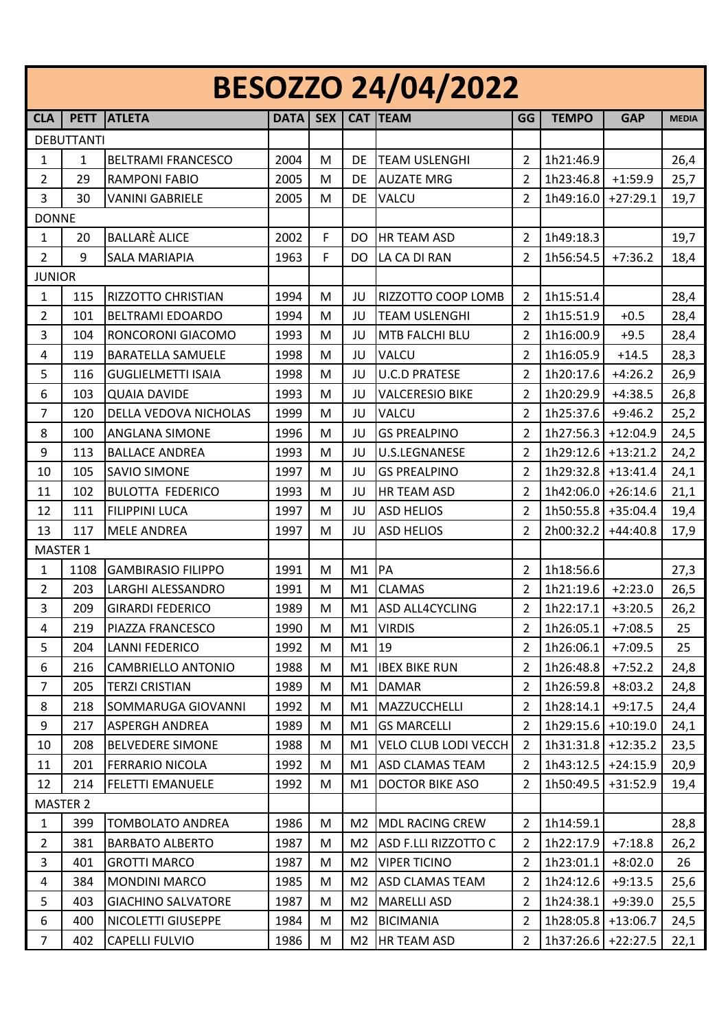# BESOZZO 24/04/2022

| CLA | PETT | ATLETA | DATA | SEX | CAT | TEAM | GG | TEMPO | GAP | MEDIA |
|---|---|---|---|---|---|---|---|---|---|---|
| DEBUTTANTI | | | | | | | | | | |
| 1 | 1 | BELTRAMI FRANCESCO | 2004 | M | DE | TEAM USLENGHI | 2 | 1h21:46.9 | | 26,4 |
| 2 | 29 | RAMPONI FABIO | 2005 | M | DE | AUZATE MRG | 2 | 1h23:46.8 | +1:59.9 | 25,7 |
| 3 | 30 | VANINI GABRIELE | 2005 | M | DE | VALCU | 2 | 1h49:16.0 | +27:29.1 | 19,7 |
| DONNE | | | | | | | | | | |
| 1 | 20 | BALLARÈ ALICE | 2002 | F | DO | HR TEAM ASD | 2 | 1h49:18.3 | | 19,7 |
| 2 | 9 | SALA MARIAPIA | 1963 | F | DO | LA CA DI RAN | 2 | 1h56:54.5 | +7:36.2 | 18,4 |
| JUNIOR | | | | | | | | | | |
| 1 | 115 | RIZZOTTO CHRISTIAN | 1994 | M | JU | RIZZOTTO COOP LOMB | 2 | 1h15:51.4 | | 28,4 |
| 2 | 101 | BELTRAMI EDOARDO | 1994 | M | JU | TEAM USLENGHI | 2 | 1h15:51.9 | +0.5 | 28,4 |
| 3 | 104 | RONCORONI GIACOMO | 1993 | M | JU | MTB FALCHI BLU | 2 | 1h16:00.9 | +9.5 | 28,4 |
| 4 | 119 | BARATELLA SAMUELE | 1998 | M | JU | VALCU | 2 | 1h16:05.9 | +14.5 | 28,3 |
| 5 | 116 | GUGLIELMETTI ISAIA | 1998 | M | JU | U.C.D PRATESE | 2 | 1h20:17.6 | +4:26.2 | 26,9 |
| 6 | 103 | QUAIA DAVIDE | 1993 | M | JU | VALCERESIO BIKE | 2 | 1h20:29.9 | +4:38.5 | 26,8 |
| 7 | 120 | DELLA VEDOVA NICHOLAS | 1999 | M | JU | VALCU | 2 | 1h25:37.6 | +9:46.2 | 25,2 |
| 8 | 100 | ANGLANA SIMONE | 1996 | M | JU | GS PREALPINO | 2 | 1h27:56.3 | +12:04.9 | 24,5 |
| 9 | 113 | BALLACE ANDREA | 1993 | M | JU | U.S.LEGNANESE | 2 | 1h29:12.6 | +13:21.2 | 24,2 |
| 10 | 105 | SAVIO SIMONE | 1997 | M | JU | GS PREALPINO | 2 | 1h29:32.8 | +13:41.4 | 24,1 |
| 11 | 102 | BULOTTA FEDERICO | 1993 | M | JU | HR TEAM ASD | 2 | 1h42:06.0 | +26:14.6 | 21,1 |
| 12 | 111 | FILIPPINI LUCA | 1997 | M | JU | ASD HELIOS | 2 | 1h50:55.8 | +35:04.4 | 19,4 |
| 13 | 117 | MELE ANDREA | 1997 | M | JU | ASD HELIOS | 2 | 2h00:32.2 | +44:40.8 | 17,9 |
| MASTER 1 | | | | | | | | | | |
| 1 | 1108 | GAMBIRASIO FILIPPO | 1991 | M | M1 | PA | 2 | 1h18:56.6 | | 27,3 |
| 2 | 203 | LARGHI ALESSANDRO | 1991 | M | M1 | CLAMAS | 2 | 1h21:19.6 | +2:23.0 | 26,5 |
| 3 | 209 | GIRARDI FEDERICO | 1989 | M | M1 | ASD ALL4CYCLING | 2 | 1h22:17.1 | +3:20.5 | 26,2 |
| 4 | 219 | PIAZZA FRANCESCO | 1990 | M | M1 | VIRDIS | 2 | 1h26:05.1 | +7:08.5 | 25 |
| 5 | 204 | LANNI FEDERICO | 1992 | M | M1 | 19 | 2 | 1h26:06.1 | +7:09.5 | 25 |
| 6 | 216 | CAMBRIELLO ANTONIO | 1988 | M | M1 | IBEX BIKE RUN | 2 | 1h26:48.8 | +7:52.2 | 24,8 |
| 7 | 205 | TERZI CRISTIAN | 1989 | M | M1 | DAMAR | 2 | 1h26:59.8 | +8:03.2 | 24,8 |
| 8 | 218 | SOMMARUGA GIOVANNI | 1992 | M | M1 | MAZZUCCHELLI | 2 | 1h28:14.1 | +9:17.5 | 24,4 |
| 9 | 217 | ASPERGH ANDREA | 1989 | M | M1 | GS MARCELLI | 2 | 1h29:15.6 | +10:19.0 | 24,1 |
| 10 | 208 | BELVEDERE SIMONE | 1988 | M | M1 | VELO CLUB LODI VECCH | 2 | 1h31:31.8 | +12:35.2 | 23,5 |
| 11 | 201 | FERRARIO NICOLA | 1992 | M | M1 | ASD CLAMAS TEAM | 2 | 1h43:12.5 | +24:15.9 | 20,9 |
| 12 | 214 | FELETTI EMANUELE | 1992 | M | M1 | DOCTOR BIKE ASO | 2 | 1h50:49.5 | +31:52.9 | 19,4 |
| MASTER 2 | | | | | | | | | | |
| 1 | 399 | TOMBOLATO ANDREA | 1986 | M | M2 | MDL RACING CREW | 2 | 1h14:59.1 | | 28,8 |
| 2 | 381 | BARBATO ALBERTO | 1987 | M | M2 | ASD F.LLI RIZZOTTO C | 2 | 1h22:17.9 | +7:18.8 | 26,2 |
| 3 | 401 | GROTTI MARCO | 1987 | M | M2 | VIPER TICINO | 2 | 1h23:01.1 | +8:02.0 | 26 |
| 4 | 384 | MONDINI MARCO | 1985 | M | M2 | ASD CLAMAS TEAM | 2 | 1h24:12.6 | +9:13.5 | 25,6 |
| 5 | 403 | GIACHINO SALVATORE | 1987 | M | M2 | MARELLI ASD | 2 | 1h24:38.1 | +9:39.0 | 25,5 |
| 6 | 400 | NICOLETTI GIUSEPPE | 1984 | M | M2 | BICIMANIA | 2 | 1h28:05.8 | +13:06.7 | 24,5 |
| 7 | 402 | CAPELLI FULVIO | 1986 | M | M2 | HR TEAM ASD | 2 | 1h37:26.6 | +22:27.5 | 22,1 |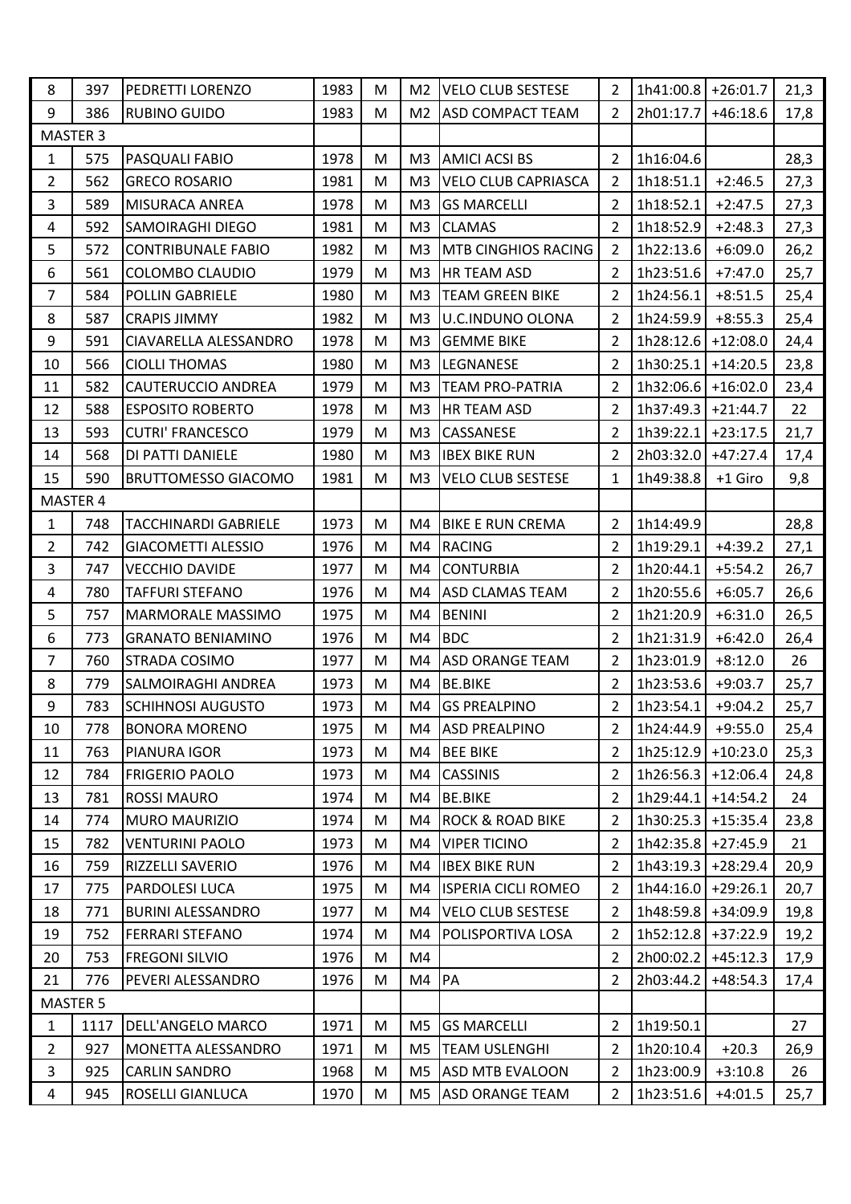| 8 | 397 | PEDRETTI LORENZO | 1983 | M | M2 | VELO CLUB SESTESE | 2 | 1h41:00.8 | +26:01.7 | 21,3 |
|---|---|---|---|---|---|---|---|---|---|---|
| 9 | 386 | RUBINO GUIDO | 1983 | M | M2 | ASD COMPACT TEAM | 2 | 2h01:17.7 | +46:18.6 | 17,8 |
| MASTER 3 | | | | | | | | | | |
| 1 | 575 | PASQUALI FABIO | 1978 | M | M3 | AMICI ACSI BS | 2 | 1h16:04.6 | | 28,3 |
| 2 | 562 | GRECO ROSARIO | 1981 | M | M3 | VELO CLUB CAPRIASCA | 2 | 1h18:51.1 | +2:46.5 | 27,3 |
| 3 | 589 | MISURACA ANREA | 1978 | M | M3 | GS MARCELLI | 2 | 1h18:52.1 | +2:47.5 | 27,3 |
| 4 | 592 | SAMOIRAGHI DIEGO | 1981 | M | M3 | CLAMAS | 2 | 1h18:52.9 | +2:48.3 | 27,3 |
| 5 | 572 | CONTRIBUNALE FABIO | 1982 | M | M3 | MTB CINGHIOS RACING | 2 | 1h22:13.6 | +6:09.0 | 26,2 |
| 6 | 561 | COLOMBO CLAUDIO | 1979 | M | M3 | HR TEAM ASD | 2 | 1h23:51.6 | +7:47.0 | 25,7 |
| 7 | 584 | POLLIN GABRIELE | 1980 | M | M3 | TEAM GREEN BIKE | 2 | 1h24:56.1 | +8:51.5 | 25,4 |
| 8 | 587 | CRAPIS JIMMY | 1982 | M | M3 | U.C.INDUNO OLONA | 2 | 1h24:59.9 | +8:55.3 | 25,4 |
| 9 | 591 | CIAVARELLA ALESSANDRO | 1978 | M | M3 | GEMME BIKE | 2 | 1h28:12.6 | +12:08.0 | 24,4 |
| 10 | 566 | CIOLLI THOMAS | 1980 | M | M3 | LEGNANESE | 2 | 1h30:25.1 | +14:20.5 | 23,8 |
| 11 | 582 | CAUTERUCCIO ANDREA | 1979 | M | M3 | TEAM PRO-PATRIA | 2 | 1h32:06.6 | +16:02.0 | 23,4 |
| 12 | 588 | ESPOSITO ROBERTO | 1978 | M | M3 | HR TEAM ASD | 2 | 1h37:49.3 | +21:44.7 | 22 |
| 13 | 593 | CUTRI' FRANCESCO | 1979 | M | M3 | CASSANESE | 2 | 1h39:22.1 | +23:17.5 | 21,7 |
| 14 | 568 | DI PATTI DANIELE | 1980 | M | M3 | IBEX BIKE RUN | 2 | 2h03:32.0 | +47:27.4 | 17,4 |
| 15 | 590 | BRUTTOMESSO GIACOMO | 1981 | M | M3 | VELO CLUB SESTESE | 1 | 1h49:38.8 | +1 Giro | 9,8 |
| MASTER 4 | | | | | | | | | | |
| 1 | 748 | TACCHINARDI GABRIELE | 1973 | M | M4 | BIKE E RUN CREMA | 2 | 1h14:49.9 | | 28,8 |
| 2 | 742 | GIACOMETTI ALESSIO | 1976 | M | M4 | RACING | 2 | 1h19:29.1 | +4:39.2 | 27,1 |
| 3 | 747 | VECCHIO DAVIDE | 1977 | M | M4 | CONTURBIA | 2 | 1h20:44.1 | +5:54.2 | 26,7 |
| 4 | 780 | TAFFURI STEFANO | 1976 | M | M4 | ASD CLAMAS TEAM | 2 | 1h20:55.6 | +6:05.7 | 26,6 |
| 5 | 757 | MARMORALE MASSIMO | 1975 | M | M4 | BENINI | 2 | 1h21:20.9 | +6:31.0 | 26,5 |
| 6 | 773 | GRANATO BENIAMINO | 1976 | M | M4 | BDC | 2 | 1h21:31.9 | +6:42.0 | 26,4 |
| 7 | 760 | STRADA COSIMO | 1977 | M | M4 | ASD ORANGE TEAM | 2 | 1h23:01.9 | +8:12.0 | 26 |
| 8 | 779 | SALMOIRAGHI ANDREA | 1973 | M | M4 | BE.BIKE | 2 | 1h23:53.6 | +9:03.7 | 25,7 |
| 9 | 783 | SCHIHNOSI AUGUSTO | 1973 | M | M4 | GS PREALPINO | 2 | 1h23:54.1 | +9:04.2 | 25,7 |
| 10 | 778 | BONORA MORENO | 1975 | M | M4 | ASD PREALPINO | 2 | 1h24:44.9 | +9:55.0 | 25,4 |
| 11 | 763 | PIANURA IGOR | 1973 | M | M4 | BEE BIKE | 2 | 1h25:12.9 | +10:23.0 | 25,3 |
| 12 | 784 | FRIGERIO PAOLO | 1973 | M | M4 | CASSINIS | 2 | 1h26:56.3 | +12:06.4 | 24,8 |
| 13 | 781 | ROSSI MAURO | 1974 | M | M4 | BE.BIKE | 2 | 1h29:44.1 | +14:54.2 | 24 |
| 14 | 774 | MURO MAURIZIO | 1974 | M | M4 | ROCK & ROAD BIKE | 2 | 1h30:25.3 | +15:35.4 | 23,8 |
| 15 | 782 | VENTURINI PAOLO | 1973 | M | M4 | VIPER TICINO | 2 | 1h42:35.8 | +27:45.9 | 21 |
| 16 | 759 | RIZZELLI SAVERIO | 1976 | M | M4 | IBEX BIKE RUN | 2 | 1h43:19.3 | +28:29.4 | 20,9 |
| 17 | 775 | PARDOLESI LUCA | 1975 | M | M4 | ISPERIA CICLI ROMEO | 2 | 1h44:16.0 | +29:26.1 | 20,7 |
| 18 | 771 | BURINI ALESSANDRO | 1977 | M | M4 | VELO CLUB SESTESE | 2 | 1h48:59.8 | +34:09.9 | 19,8 |
| 19 | 752 | FERRARI STEFANO | 1974 | M | M4 | POLISPORTIVA LOSA | 2 | 1h52:12.8 | +37:22.9 | 19,2 |
| 20 | 753 | FREGONI SILVIO | 1976 | M | M4 | | 2 | 2h00:02.2 | +45:12.3 | 17,9 |
| 21 | 776 | PEVERI ALESSANDRO | 1976 | M | M4 | PA | 2 | 2h03:44.2 | +48:54.3 | 17,4 |
| MASTER 5 | | | | | | | | | | |
| 1 | 1117 | DELL'ANGELO MARCO | 1971 | M | M5 | GS MARCELLI | 2 | 1h19:50.1 | | 27 |
| 2 | 927 | MONETTA ALESSANDRO | 1971 | M | M5 | TEAM USLENGHI | 2 | 1h20:10.4 | +20.3 | 26,9 |
| 3 | 925 | CARLIN SANDRO | 1968 | M | M5 | ASD MTB EVALOON | 2 | 1h23:00.9 | +3:10.8 | 26 |
| 4 | 945 | ROSELLI GIANLUCA | 1970 | M | M5 | ASD ORANGE TEAM | 2 | 1h23:51.6 | +4:01.5 | 25,7 |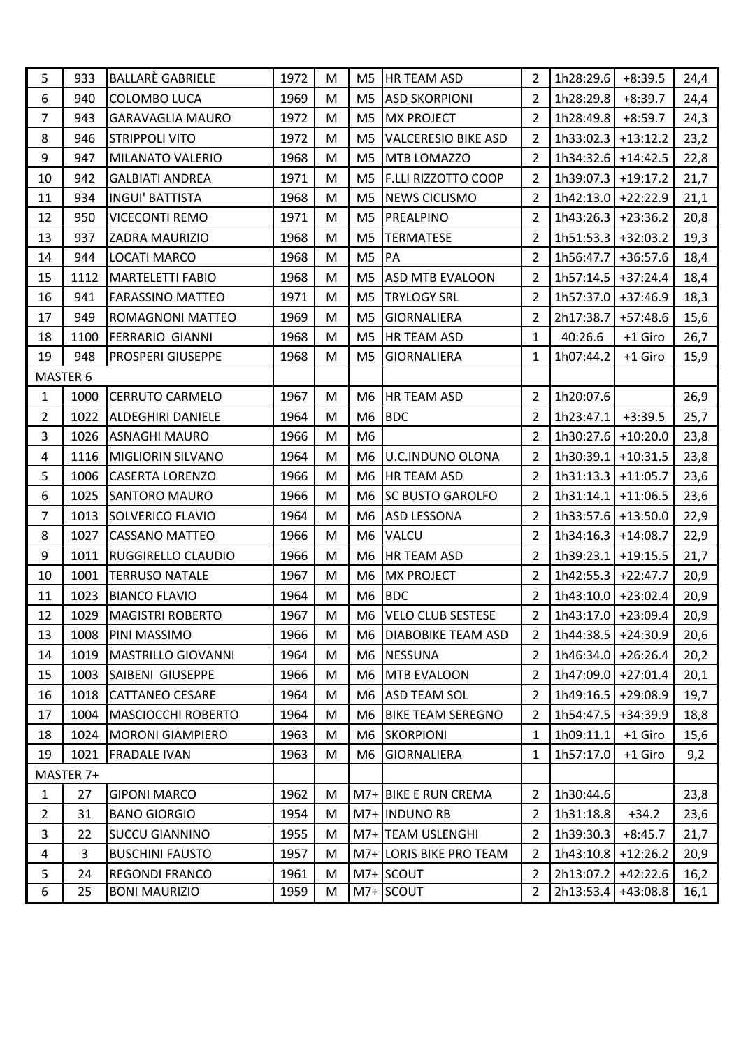| | | | | | | | | | | |
|---|---|---|---|---|---|---|---|---|---|---|
| 5 | 933 | BALLARÈ GABRIELE | 1972 | M | M5 | HR TEAM ASD | 2 | 1h28:29.6 | +8:39.5 | 24,4 |
| 6 | 940 | COLOMBO LUCA | 1969 | M | M5 | ASD SKORPIONI | 2 | 1h28:29.8 | +8:39.7 | 24,4 |
| 7 | 943 | GARAVAGLIA MAURO | 1972 | M | M5 | MX PROJECT | 2 | 1h28:49.8 | +8:59.7 | 24,3 |
| 8 | 946 | STRIPPOLI VITO | 1972 | M | M5 | VALCERESIO BIKE ASD | 2 | 1h33:02.3 | +13:12.2 | 23,2 |
| 9 | 947 | MILANATO VALERIO | 1968 | M | M5 | MTB LOMAZZO | 2 | 1h34:32.6 | +14:42.5 | 22,8 |
| 10 | 942 | GALBIATI ANDREA | 1971 | M | M5 | F.LLI RIZZOTTO COOP | 2 | 1h39:07.3 | +19:17.2 | 21,7 |
| 11 | 934 | INGUI' BATTISTA | 1968 | M | M5 | NEWS CICLISMO | 2 | 1h42:13.0 | +22:22.9 | 21,1 |
| 12 | 950 | VICECONTI REMO | 1971 | M | M5 | PREALPINO | 2 | 1h43:26.3 | +23:36.2 | 20,8 |
| 13 | 937 | ZADRA MAURIZIO | 1968 | M | M5 | TERMATESE | 2 | 1h51:53.3 | +32:03.2 | 19,3 |
| 14 | 944 | LOCATI MARCO | 1968 | M | M5 | PA | 2 | 1h56:47.7 | +36:57.6 | 18,4 |
| 15 | 1112 | MARTELETTI FABIO | 1968 | M | M5 | ASD MTB EVALOON | 2 | 1h57:14.5 | +37:24.4 | 18,4 |
| 16 | 941 | FARASSINO MATTEO | 1971 | M | M5 | TRYLOGY SRL | 2 | 1h57:37.0 | +37:46.9 | 18,3 |
| 17 | 949 | ROMAGNONI MATTEO | 1969 | M | M5 | GIORNALIERA | 2 | 2h17:38.7 | +57:48.6 | 15,6 |
| 18 | 1100 | FERRARIO GIANNI | 1968 | M | M5 | HR TEAM ASD | 1 | 40:26.6 | +1 Giro | 26,7 |
| 19 | 948 | PROSPERI GIUSEPPE | 1968 | M | M5 | GIORNALIERA | 1 | 1h07:44.2 | +1 Giro | 15,9 |
| MASTER 6 | | | | | | | | | | |
| 1 | 1000 | CERRUTO CARMELO | 1967 | M | M6 | HR TEAM ASD | 2 | 1h20:07.6 | | 26,9 |
| 2 | 1022 | ALDEGHIRI DANIELE | 1964 | M | M6 | BDC | 2 | 1h23:47.1 | +3:39.5 | 25,7 |
| 3 | 1026 | ASNAGHI MAURO | 1966 | M | M6 | | 2 | 1h30:27.6 | +10:20.0 | 23,8 |
| 4 | 1116 | MIGLIORIN SILVANO | 1964 | M | M6 | U.C.INDUNO OLONA | 2 | 1h30:39.1 | +10:31.5 | 23,8 |
| 5 | 1006 | CASERTA LORENZO | 1966 | M | M6 | HR TEAM ASD | 2 | 1h31:13.3 | +11:05.7 | 23,6 |
| 6 | 1025 | SANTORO MAURO | 1966 | M | M6 | SC BUSTO GAROLFO | 2 | 1h31:14.1 | +11:06.5 | 23,6 |
| 7 | 1013 | SOLVERICO FLAVIO | 1964 | M | M6 | ASD LESSONA | 2 | 1h33:57.6 | +13:50.0 | 22,9 |
| 8 | 1027 | CASSANO MATTEO | 1966 | M | M6 | VALCU | 2 | 1h34:16.3 | +14:08.7 | 22,9 |
| 9 | 1011 | RUGGIRELLO CLAUDIO | 1966 | M | M6 | HR TEAM ASD | 2 | 1h39:23.1 | +19:15.5 | 21,7 |
| 10 | 1001 | TERRUSO NATALE | 1967 | M | M6 | MX PROJECT | 2 | 1h42:55.3 | +22:47.7 | 20,9 |
| 11 | 1023 | BIANCO FLAVIO | 1964 | M | M6 | BDC | 2 | 1h43:10.0 | +23:02.4 | 20,9 |
| 12 | 1029 | MAGISTRI ROBERTO | 1967 | M | M6 | VELO CLUB SESTESE | 2 | 1h43:17.0 | +23:09.4 | 20,9 |
| 13 | 1008 | PINI MASSIMO | 1966 | M | M6 | DIABOBIKE TEAM ASD | 2 | 1h44:38.5 | +24:30.9 | 20,6 |
| 14 | 1019 | MASTRILLO GIOVANNI | 1964 | M | M6 | NESSUNA | 2 | 1h46:34.0 | +26:26.4 | 20,2 |
| 15 | 1003 | SAIBENI GIUSEPPE | 1966 | M | M6 | MTB EVALOON | 2 | 1h47:09.0 | +27:01.4 | 20,1 |
| 16 | 1018 | CATTANEO CESARE | 1964 | M | M6 | ASD TEAM SOL | 2 | 1h49:16.5 | +29:08.9 | 19,7 |
| 17 | 1004 | MASCIOCCHI ROBERTO | 1964 | M | M6 | BIKE TEAM SEREGNO | 2 | 1h54:47.5 | +34:39.9 | 18,8 |
| 18 | 1024 | MORONI GIAMPIERO | 1963 | M | M6 | SKORPIONI | 1 | 1h09:11.1 | +1 Giro | 15,6 |
| 19 | 1021 | FRADALE IVAN | 1963 | M | M6 | GIORNALIERA | 1 | 1h57:17.0 | +1 Giro | 9,2 |
| MASTER 7+ | | | | | | | | | | |
| 1 | 27 | GIPONI MARCO | 1962 | M | M7+ | BIKE E RUN CREMA | 2 | 1h30:44.6 | | 23,8 |
| 2 | 31 | BANO GIORGIO | 1954 | M | M7+ | INDUNO RB | 2 | 1h31:18.8 | +34.2 | 23,6 |
| 3 | 22 | SUCCU GIANNINO | 1955 | M | M7+ | TEAM USLENGHI | 2 | 1h39:30.3 | +8:45.7 | 21,7 |
| 4 | 3 | BUSCHINI FAUSTO | 1957 | M | M7+ | LORIS BIKE PRO TEAM | 2 | 1h43:10.8 | +12:26.2 | 20,9 |
| 5 | 24 | REGONDI FRANCO | 1961 | M | M7+ | SCOUT | 2 | 2h13:07.2 | +42:22.6 | 16,2 |
| 6 | 25 | BONI MAURIZIO | 1959 | M | M7+ | SCOUT | 2 | 2h13:53.4 | +43:08.8 | 16,1 |